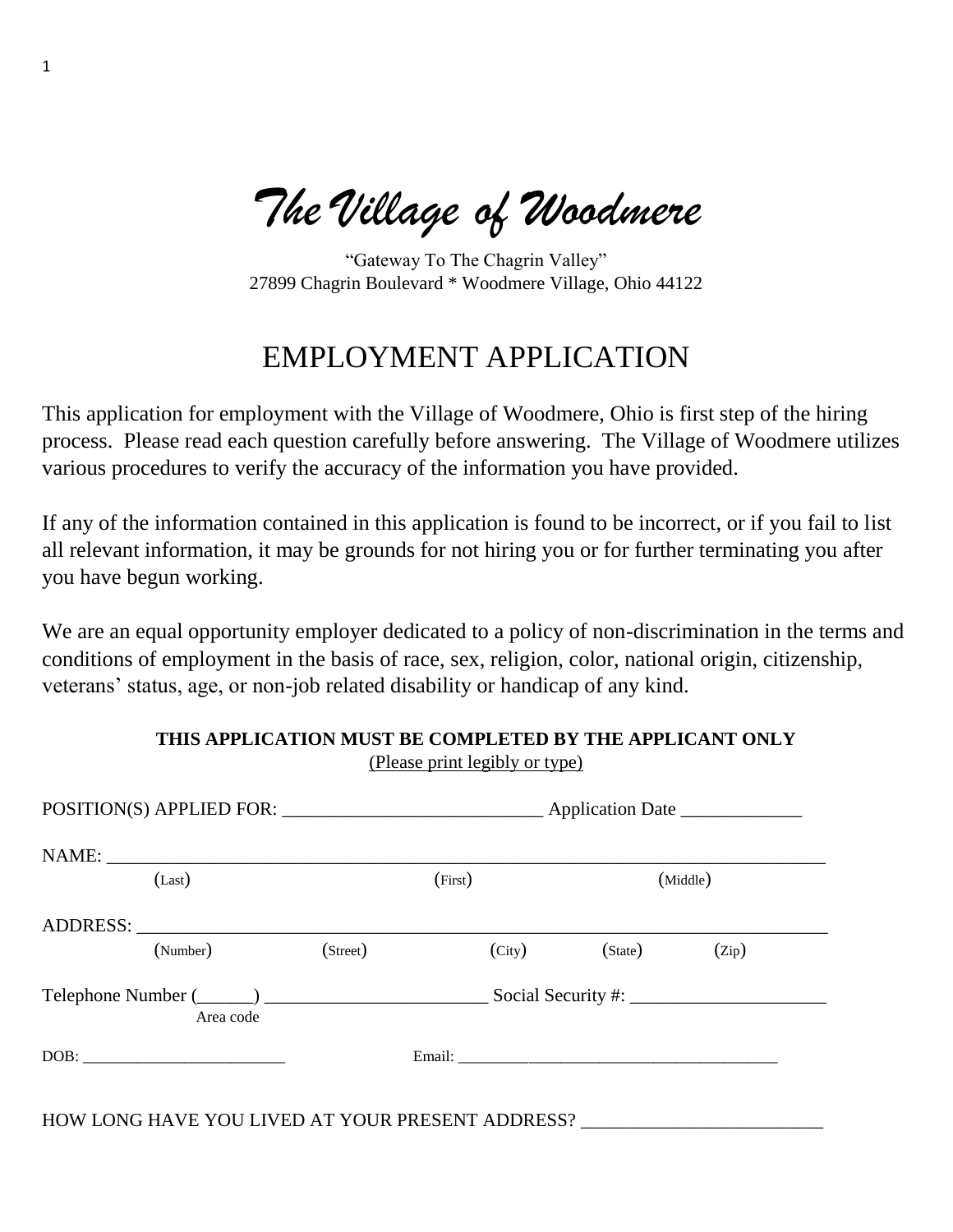# *The Village of Woodmere*

"Gateway To The Chagrin Valley"
27899 Chagrin Boulevard * Woodmere Village, Ohio 44122

## EMPLOYMENT APPLICATION

This application for employment with the Village of Woodmere, Ohio is first step of the hiring process. Please read each question carefully before answering. The Village of Woodmere utilizes various procedures to verify the accuracy of the information you have provided.

If any of the information contained in this application is found to be incorrect, or if you fail to list all relevant information, it may be grounds for not hiring you or for further terminating you after you have begun working.

We are an equal opportunity employer dedicated to a policy of non-discrimination in the terms and conditions of employment in the basis of race, sex, religion, color, national origin, citizenship, veterans' status, age, or non-job related disability or handicap of any kind.

**THIS APPLICATION MUST BE COMPLETED BY THE APPLICANT ONLY**
(Please print legibly or type)

POSITION(S) APPLIED FOR: ____________________________ Application Date _____________

NAME: ______________________________________________________________________________
(Last) (First) (Middle)

ADDRESS: ___________________________________________________________________________
(Number) (Street) (City) (State) (Zip)

Telephone Number (______) ________________________ Social Security #: _____________________
Area code

DOB: _________________________ Email: ________________________________________

HOW LONG HAVE YOU LIVED AT YOUR PRESENT ADDRESS? _________________________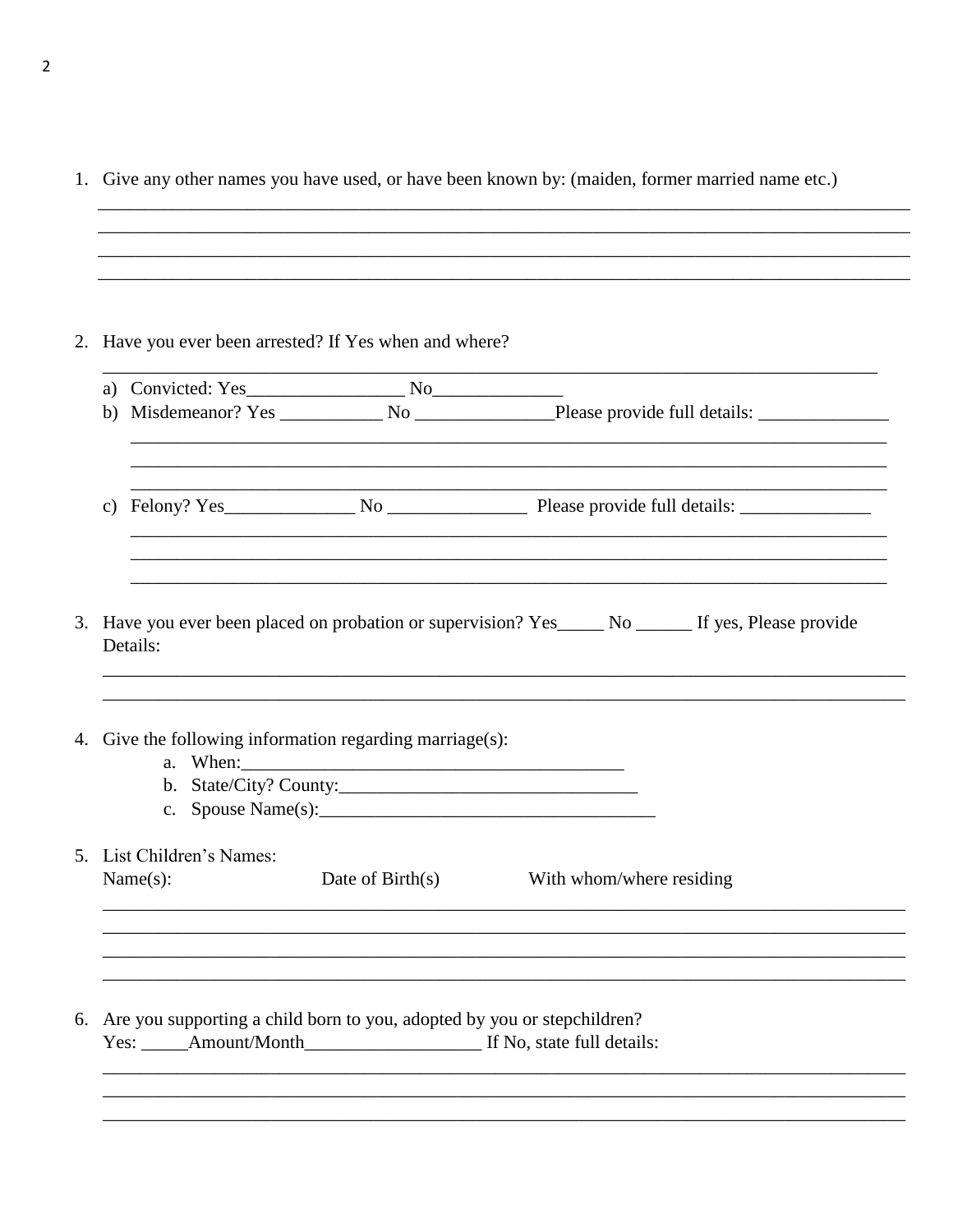1. Give any other names you have used, or have been known by: (maiden, former married name etc.)

______________________________________________________________________________________

______________________________________________________________________________________

______________________________________________________________________________________

______________________________________________________________________________________

2. Have you ever been arrested? If Yes when and where?

   ______________________________________________________________________________________

   a) Convicted: Yes_________________ No______________
   b) Misdemeanor? Yes ___________ No _______________Please provide full details: ______________

      ______________________________________________________________________________________

      ______________________________________________________________________________________

      ______________________________________________________________________________________

   c) Felony? Yes______________ No _______________ Please provide full details: ______________

      ______________________________________________________________________________________

      ______________________________________________________________________________________

      ______________________________________________________________________________________

3. Have you ever been placed on probation or supervision? Yes_____ No ______ If yes, Please provide Details:

   ______________________________________________________________________________________

   ______________________________________________________________________________________

4. Give the following information regarding marriage(s):
   a. When:_________________________________________
   b. State/City? County:________________________________
   c. Spouse Name(s):____________________________________

5. List Children's Names:

   Name(s): Date of Birth(s) With whom/where residing

   ______________________________________________________________________________________

   ______________________________________________________________________________________

   ______________________________________________________________________________________

   ______________________________________________________________________________________

6. Are you supporting a child born to you, adopted by you or stepchildren?

   Yes: _____Amount/Month___________________ If No, state full details:

   ______________________________________________________________________________________

   ______________________________________________________________________________________

   ______________________________________________________________________________________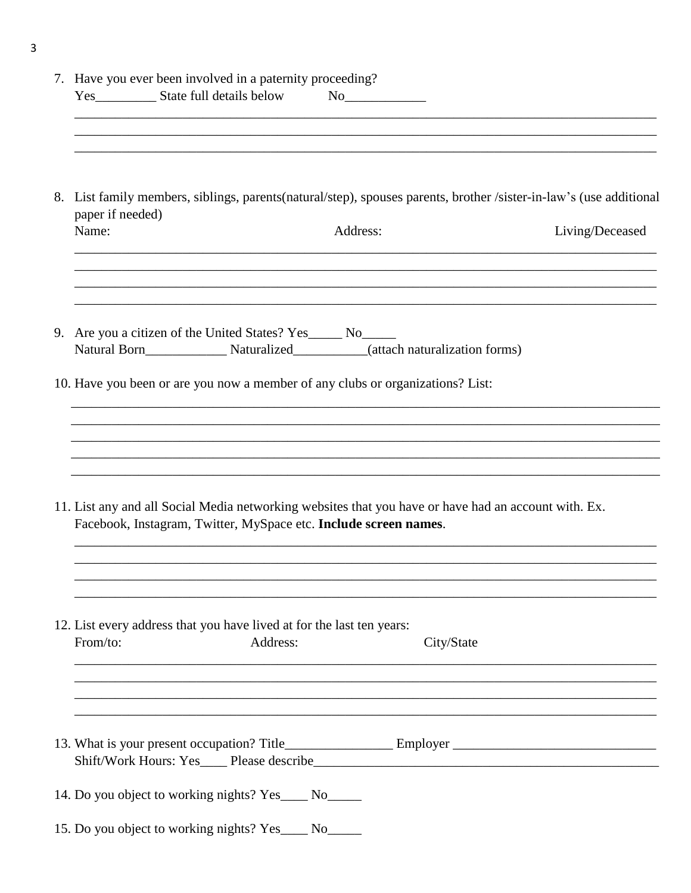7. Have you ever been involved in a paternity proceeding?
   Yes_________ State full details below No____________

   ______________________________________________________________________________________
   ______________________________________________________________________________________
   ______________________________________________________________________________________

8. List family members, siblings, parents(natural/step), spouses parents, brother /sister-in-law's (use additional paper if needed)
   Name: Address: Living/Deceased

   ______________________________________________________________________________________
   ______________________________________________________________________________________
   ______________________________________________________________________________________
   ______________________________________________________________________________________

9. Are you a citizen of the United States? Yes_____ No_____
   Natural Born____________ Naturalized___________(attach naturalization forms)

10. Have you been or are you now a member of any clubs or organizations? List:

    ______________________________________________________________________________________
    ______________________________________________________________________________________
    ______________________________________________________________________________________
    ______________________________________________________________________________________
    ______________________________________________________________________________________

11. List any and all Social Media networking websites that you have or have had an account with. Ex. Facebook, Instagram, Twitter, MySpace etc. **Include screen names**.

    ______________________________________________________________________________________
    ______________________________________________________________________________________
    ______________________________________________________________________________________
    ______________________________________________________________________________________

12. List every address that you have lived at for the last ten years:
    From/to: Address: City/State

    ______________________________________________________________________________________
    ______________________________________________________________________________________
    ______________________________________________________________________________________
    ______________________________________________________________________________________

13. What is your present occupation? Title________________ Employer ______________________________
    Shift/Work Hours: Yes____ Please describe_____________________________________________________

14. Do you object to working nights? Yes____ No_____

15. Do you object to working nights? Yes____ No_____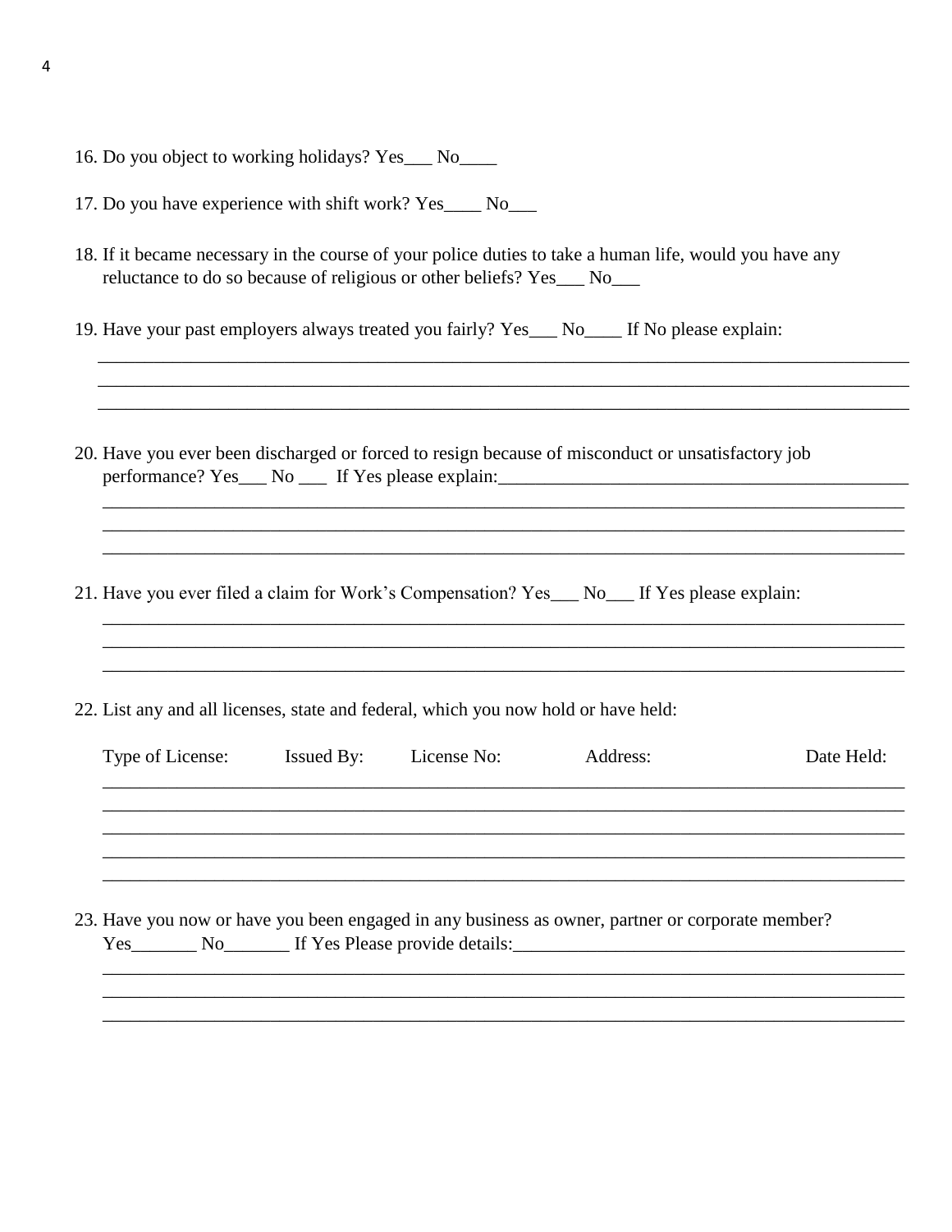16. Do you object to working holidays? Yes___ No____

17. Do you have experience with shift work? Yes____ No___

18. If it became necessary in the course of your police duties to take a human life, would you have any reluctance to do so because of religious or other beliefs? Yes___ No___

19. Have your past employers always treated you fairly? Yes___ No____ If No please explain:

_______________________________________________________________________________________

_______________________________________________________________________________________

_______________________________________________________________________________________

20. Have you ever been discharged or forced to resign because of misconduct or unsatisfactory job performance? Yes___ No ___ If Yes please explain:_____________________________________________

_______________________________________________________________________________________

_______________________________________________________________________________________

_______________________________________________________________________________________

21. Have you ever filed a claim for Work's Compensation? Yes___ No___ If Yes please explain:

_______________________________________________________________________________________

_______________________________________________________________________________________

_______________________________________________________________________________________

22. List any and all licenses, state and federal, which you now hold or have held:

| Type of License: | Issued By: | License No: | Address: | Date Held: |
| --- | --- | --- | --- | --- |
| | | | | |
| | | | | |
| | | | | |
| | | | | |
| | | | | |

23. Have you now or have you been engaged in any business as owner, partner or corporate member? Yes_______ No_______ If Yes Please provide details:__________________________________________

_______________________________________________________________________________________

_______________________________________________________________________________________

_______________________________________________________________________________________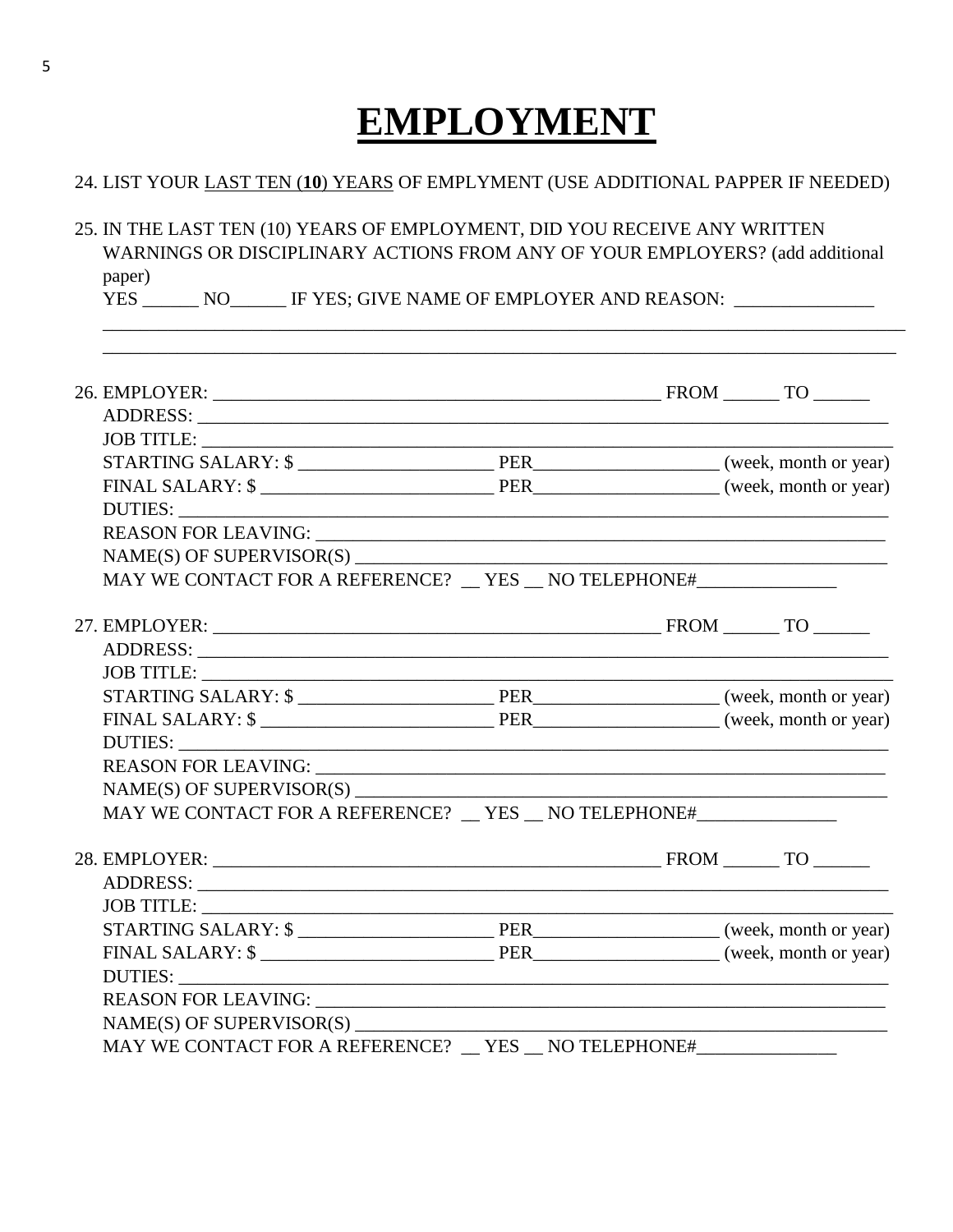# EMPLOYMENT

24. LIST YOUR <u>LAST TEN (**10**) YEARS</u> OF EMPLYMENT (USE ADDITIONAL PAPPER IF NEEDED)

25. IN THE LAST TEN (10) YEARS OF EMPLOYMENT, DID YOU RECEIVE ANY WRITTEN WARNINGS OR DISCIPLINARY ACTIONS FROM ANY OF YOUR EMPLOYERS? (add additional paper)

    YES ______ NO______ IF YES; GIVE NAME OF EMPLOYER AND REASON: _______________

    ________________________________________________________________________________________

    ________________________________________________________________________________________

26. EMPLOYER: __________________________________________________ FROM ______ TO ______

    ADDRESS: ________________________________________________________________________

    JOB TITLE: _______________________________________________________________________

    STARTING SALARY: $ _____________________ PER___________________ (week, month or year)

    FINAL SALARY: $ _________________________ PER___________________ (week, month or year)

    DUTIES: __________________________________________________________________________

    REASON FOR LEAVING: _____________________________________________________________

    NAME(S) OF SUPERVISOR(S) _________________________________________________________

    MAY WE CONTACT FOR A REFERENCE? __ YES __ NO TELEPHONE#_______________

27. EMPLOYER: __________________________________________________ FROM ______ TO ______

    ADDRESS: ________________________________________________________________________

    JOB TITLE: _______________________________________________________________________

    STARTING SALARY: $ _____________________ PER___________________ (week, month or year)

    FINAL SALARY: $ _________________________ PER___________________ (week, month or year)

    DUTIES: __________________________________________________________________________

    REASON FOR LEAVING: _____________________________________________________________

    NAME(S) OF SUPERVISOR(S) _________________________________________________________

    MAY WE CONTACT FOR A REFERENCE? __ YES __ NO TELEPHONE#_______________

28. EMPLOYER: __________________________________________________ FROM ______ TO ______

    ADDRESS: ________________________________________________________________________

    JOB TITLE: _______________________________________________________________________

    STARTING SALARY: $ _____________________ PER___________________ (week, month or year)

    FINAL SALARY: $ _________________________ PER___________________ (week, month or year)

    DUTIES: __________________________________________________________________________

    REASON FOR LEAVING: _____________________________________________________________

    NAME(S) OF SUPERVISOR(S) _________________________________________________________

    MAY WE CONTACT FOR A REFERENCE? __ YES __ NO TELEPHONE#_______________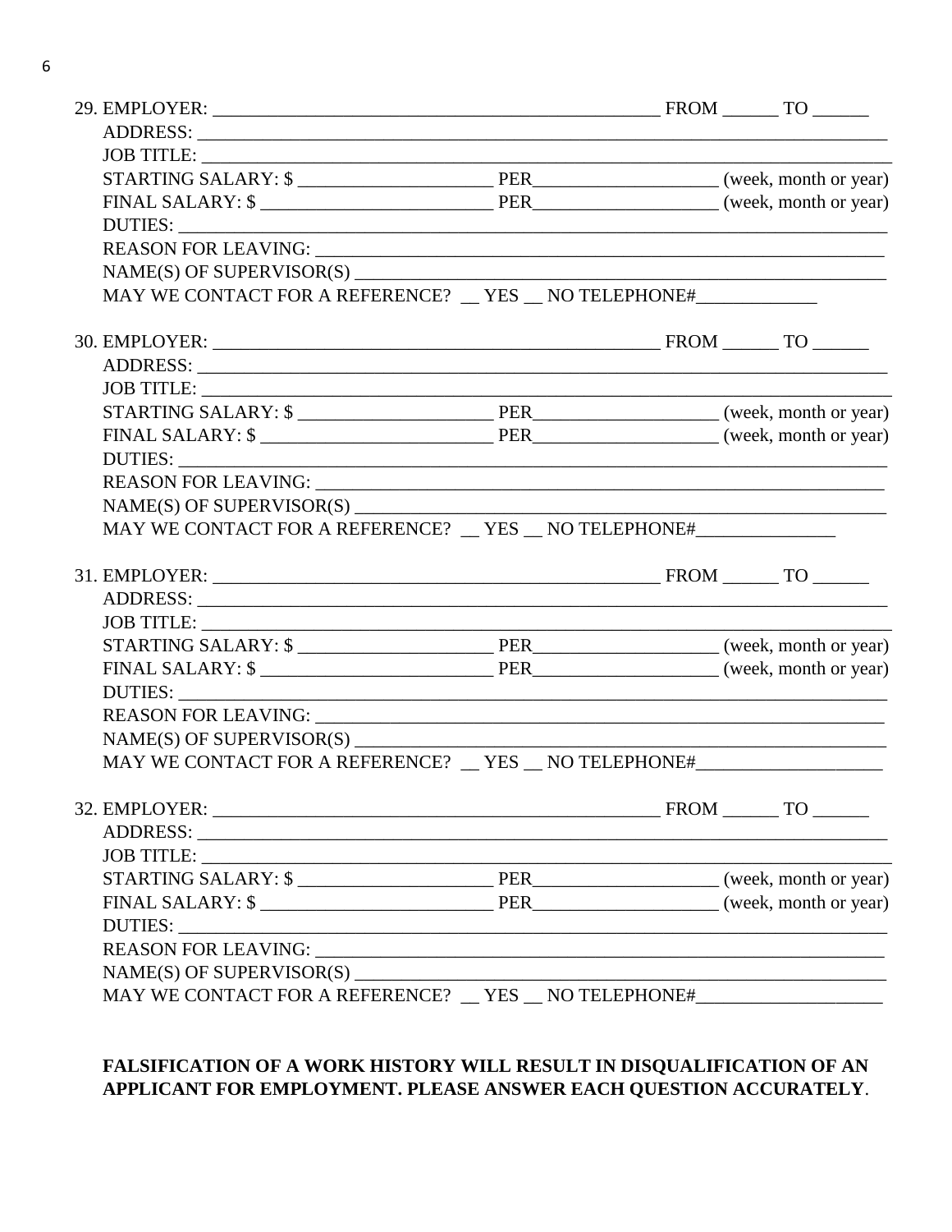29. EMPLOYER: ________________________________________________ FROM ______ TO ______
    ADDRESS: ___________________________________________________________________________
    JOB TITLE: __________________________________________________________________________
    STARTING SALARY: $ _____________________ PER___________________ (week, month or year)
    FINAL SALARY: $ _________________________ PER___________________ (week, month or year)
    DUTIES: _____________________________________________________________________________
    REASON FOR LEAVING: _________________________________________________________________
    NAME(S) OF SUPERVISOR(S) _____________________________________________________________
    MAY WE CONTACT FOR A REFERENCE? __ YES __ NO TELEPHONE#_____________

30. EMPLOYER: ________________________________________________ FROM ______ TO ______
    ADDRESS: ___________________________________________________________________________
    JOB TITLE: __________________________________________________________________________
    STARTING SALARY: $ _____________________ PER___________________ (week, month or year)
    FINAL SALARY: $ _________________________ PER___________________ (week, month or year)
    DUTIES: _____________________________________________________________________________
    REASON FOR LEAVING: _________________________________________________________________
    NAME(S) OF SUPERVISOR(S) _____________________________________________________________
    MAY WE CONTACT FOR A REFERENCE? __ YES __ NO TELEPHONE#_______________

31. EMPLOYER: ________________________________________________ FROM ______ TO ______
    ADDRESS: ___________________________________________________________________________
    JOB TITLE: __________________________________________________________________________
    STARTING SALARY: $ _____________________ PER___________________ (week, month or year)
    FINAL SALARY: $ _________________________ PER___________________ (week, month or year)
    DUTIES: _____________________________________________________________________________
    REASON FOR LEAVING: _________________________________________________________________
    NAME(S) OF SUPERVISOR(S) _____________________________________________________________
    MAY WE CONTACT FOR A REFERENCE? __ YES __ NO TELEPHONE#____________________

32. EMPLOYER: ________________________________________________ FROM ______ TO ______
    ADDRESS: ___________________________________________________________________________
    JOB TITLE: __________________________________________________________________________
    STARTING SALARY: $ _____________________ PER___________________ (week, month or year)
    FINAL SALARY: $ _________________________ PER___________________ (week, month or year)
    DUTIES: _____________________________________________________________________________
    REASON FOR LEAVING: _________________________________________________________________
    NAME(S) OF SUPERVISOR(S) _____________________________________________________________
    MAY WE CONTACT FOR A REFERENCE? __ YES __ NO TELEPHONE#____________________

**FALSIFICATION OF A WORK HISTORY WILL RESULT IN DISQUALIFICATION OF AN APPLICANT FOR EMPLOYMENT. PLEASE ANSWER EACH QUESTION ACCURATELY**.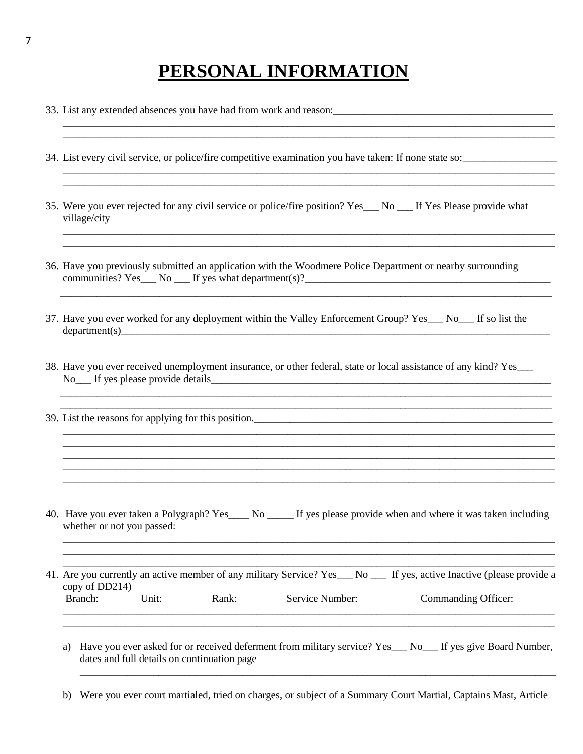# PERSONAL INFORMATION

33. List any extended absences you have had from work and reason:___________________________________________
_______________________________________________________________________________________________
_______________________________________________________________________________________________

34. List every civil service, or police/fire competitive examination you have taken: If none state so:__________________
_______________________________________________________________________________________________
_______________________________________________________________________________________________

35. Were you ever rejected for any civil service or police/fire position? Yes___ No ___ If Yes Please provide what village/city
_______________________________________________________________________________________________
_______________________________________________________________________________________________

36. Have you previously submitted an application with the Woodmere Police Department or nearby surrounding communities? Yes___ No ___ If yes what department(s)?__________________________________________________
_______________________________________________________________________________________________

37. Have you ever worked for any deployment within the Valley Enforcement Group? Yes___ No___ If so list the department(s)_____________________________________________________________________________________

38. Have you ever received unemployment insurance, or other federal, state or local assistance of any kind? Yes___ No___ If yes please provide details______________________________________________________________________
_______________________________________________________________________________________________
_______________________________________________________________________________________________

39. List the reasons for applying for this position.____________________________________________________________
_______________________________________________________________________________________________
_______________________________________________________________________________________________
_______________________________________________________________________________________________
_______________________________________________________________________________________________
_______________________________________________________________________________________________

40. Have you ever taken a Polygraph? Yes____ No _____ If yes please provide when and where it was taken including whether or not you passed:
_______________________________________________________________________________________________
_______________________________________________________________________________________________
_______________________________________________________________________________________________

41. Are you currently an active member of any military Service? Yes___ No ___ If yes, active Inactive (please provide a copy of DD214)

| Branch: | Unit: | Rank: | Service Number: | Commanding Officer: |
|---|---|---|---|---|
| | | | | |
| | | | | |

a) Have you ever asked for or received deferment from military service? Yes___ No___ If yes give Board Number, dates and full details on continuation page
_______________________________________________________________________________________________

b) Were you ever court martialed, tried on charges, or subject of a Summary Court Martial, Captains Mast, Article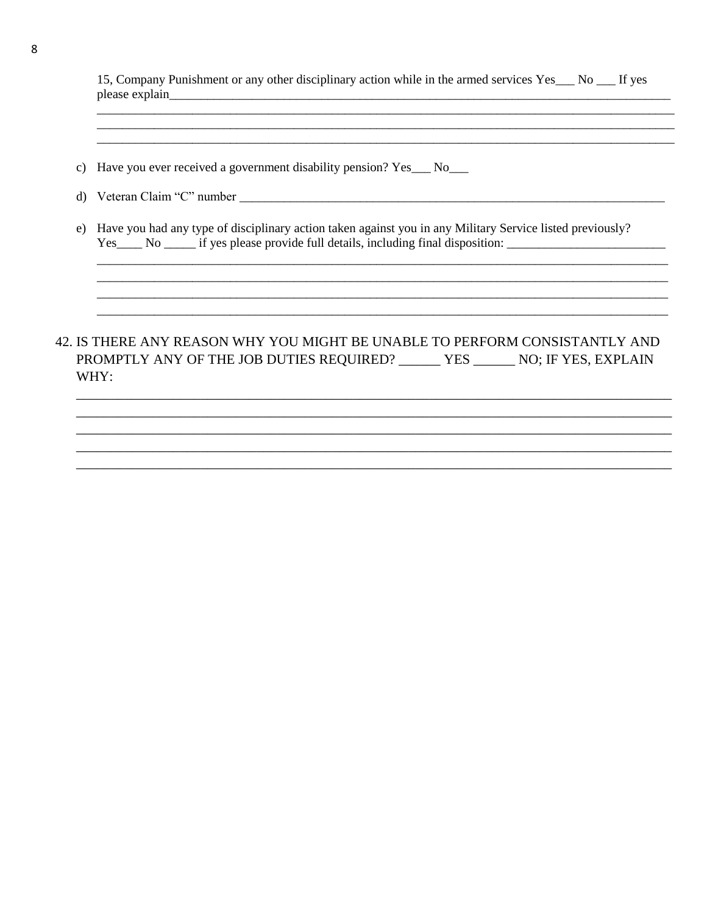15, Company Punishment or any other disciplinary action while in the armed services Yes___ No ___ If yes please explain________________________________________________________________________________
___________________________________________________________________________________________
___________________________________________________________________________________________
___________________________________________________________________________________________

c) Have you ever received a government disability pension? Yes___ No___

d) Veteran Claim "C" number ______________________________________________________________________

e) Have you had any type of disciplinary action taken against you in any Military Service listed previously? Yes____ No _____ if yes please provide full details, including final disposition: _________________________
___________________________________________________________________________________________
___________________________________________________________________________________________
___________________________________________________________________________________________
___________________________________________________________________________________________

42. IS THERE ANY REASON WHY YOU MIGHT BE UNABLE TO PERFORM CONSISTANTLY AND PROMPTLY ANY OF THE JOB DUTIES REQUIRED? ______ YES ______ NO; IF YES, EXPLAIN WHY:
___________________________________________________________________________________________
___________________________________________________________________________________________
___________________________________________________________________________________________
___________________________________________________________________________________________
___________________________________________________________________________________________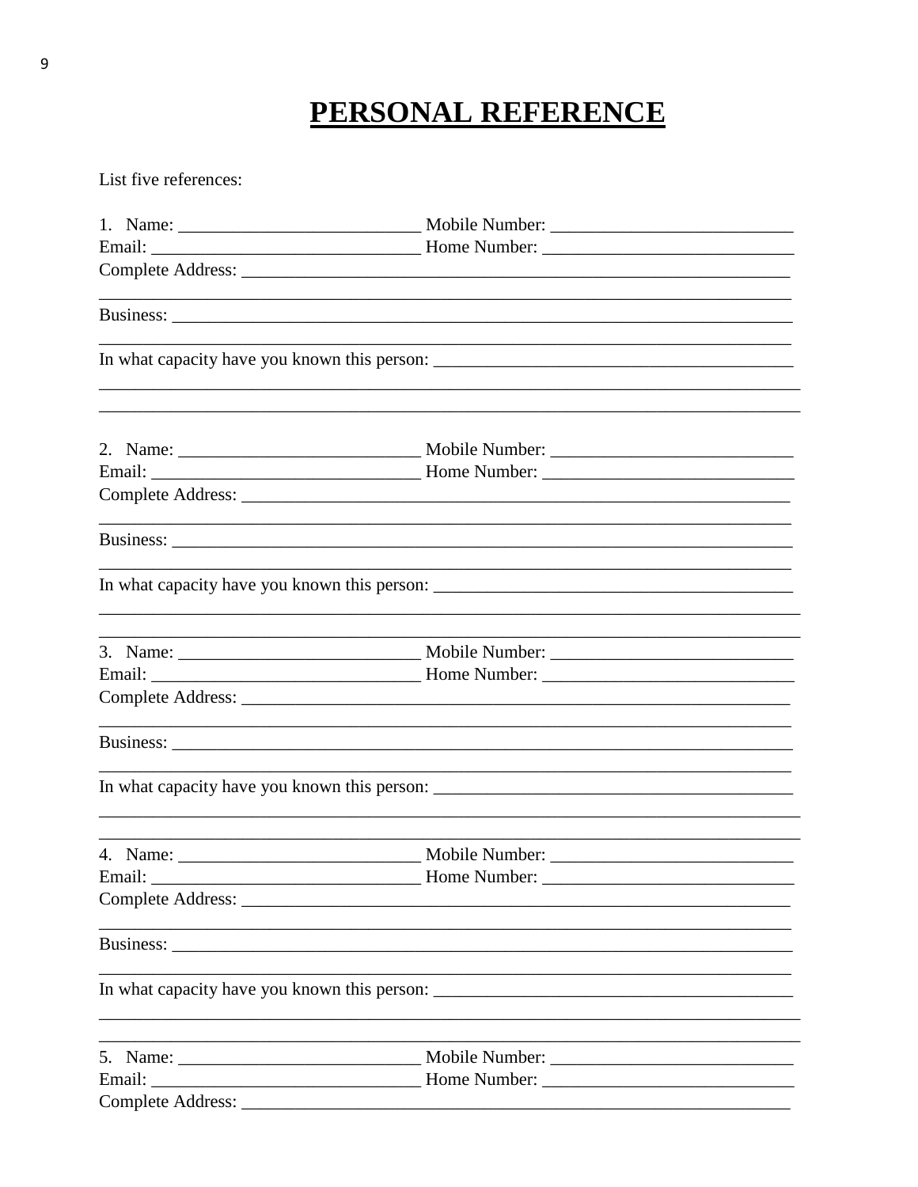# PERSONAL REFERENCE

List five references:

1. Name: ___________________________ Mobile Number: ___________________________
Email: ______________________________ Home Number: ____________________________
Complete Address: ______________________________________________________________
_______________________________________________________________________________
Business: ______________________________________________________________________
_______________________________________________________________________________
In what capacity have you known this person: ________________________________________
________________________________________________________________________________
________________________________________________________________________________

2. Name: ___________________________ Mobile Number: ___________________________
Email: ______________________________ Home Number: ____________________________
Complete Address: ______________________________________________________________
_______________________________________________________________________________
Business: ______________________________________________________________________
_______________________________________________________________________________
In what capacity have you known this person: ________________________________________
________________________________________________________________________________
________________________________________________________________________________

3. Name: ___________________________ Mobile Number: ___________________________
Email: ______________________________ Home Number: ____________________________
Complete Address: ______________________________________________________________
_______________________________________________________________________________
Business: ______________________________________________________________________
_______________________________________________________________________________
In what capacity have you known this person: ________________________________________
________________________________________________________________________________
________________________________________________________________________________

4. Name: ___________________________ Mobile Number: ___________________________
Email: ______________________________ Home Number: ____________________________
Complete Address: ______________________________________________________________
_______________________________________________________________________________
Business: ______________________________________________________________________
_______________________________________________________________________________
In what capacity have you known this person: ________________________________________
________________________________________________________________________________
________________________________________________________________________________

5. Name: ___________________________ Mobile Number: ___________________________
Email: ______________________________ Home Number: ____________________________
Complete Address: ______________________________________________________________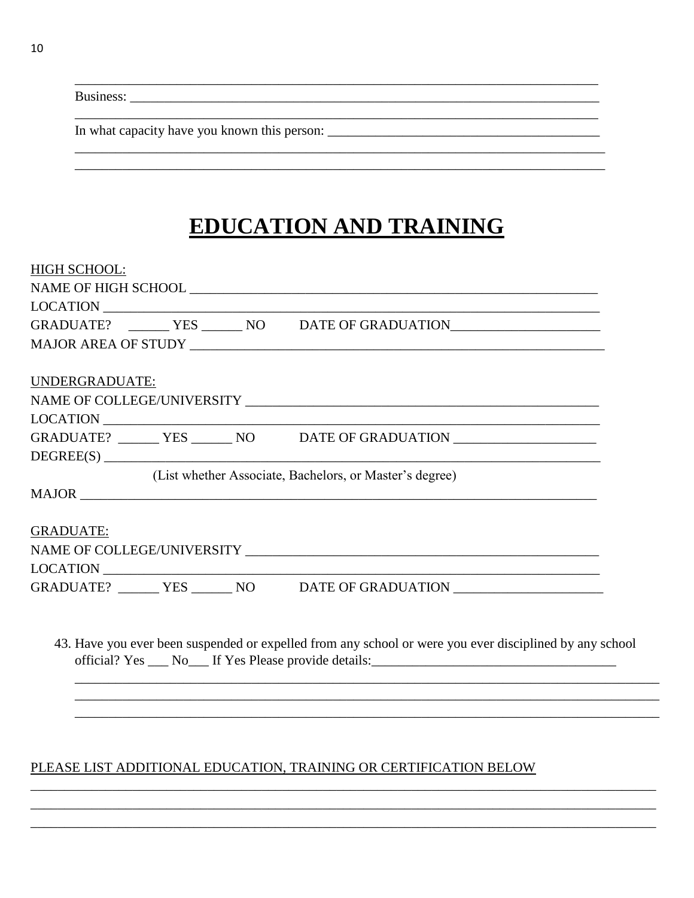_______________________________________________________________________________

Business: _______________________________________________________________________

_______________________________________________________________________________

In what capacity have you known this person: ___________________________________________

_______________________________________________________________________________

_______________________________________________________________________________

# EDUCATION AND TRAINING

HIGH SCHOOL:

NAME OF HIGH SCHOOL ___________________________________________________________

LOCATION _______________________________________________________________________

GRADUATE? ______ YES ______ NO DATE OF GRADUATION______________________

MAJOR AREA OF STUDY ___________________________________________________________

UNDERGRADUATE:

NAME OF COLLEGE/UNIVERSITY ______________________________________________________

LOCATION _______________________________________________________________________

GRADUATE? ______ YES ______ NO DATE OF GRADUATION ____________________

DEGREE(S) ______________________________________________________________________

(List whether Associate, Bachelors, or Master's degree)

MAJOR __________________________________________________________________________

GRADUATE:

NAME OF COLLEGE/UNIVERSITY ______________________________________________________

LOCATION _______________________________________________________________________

GRADUATE? ______ YES ______ NO DATE OF GRADUATION ______________________

43. Have you ever been suspended or expelled from any school or were you ever disciplined by any school official? Yes ___ No___ If Yes Please provide details:____________________________________

_______________________________________________________________________________

_______________________________________________________________________________

_______________________________________________________________________________

PLEASE LIST ADDITIONAL EDUCATION, TRAINING OR CERTIFICATION BELOW

_______________________________________________________________________________

_______________________________________________________________________________

_______________________________________________________________________________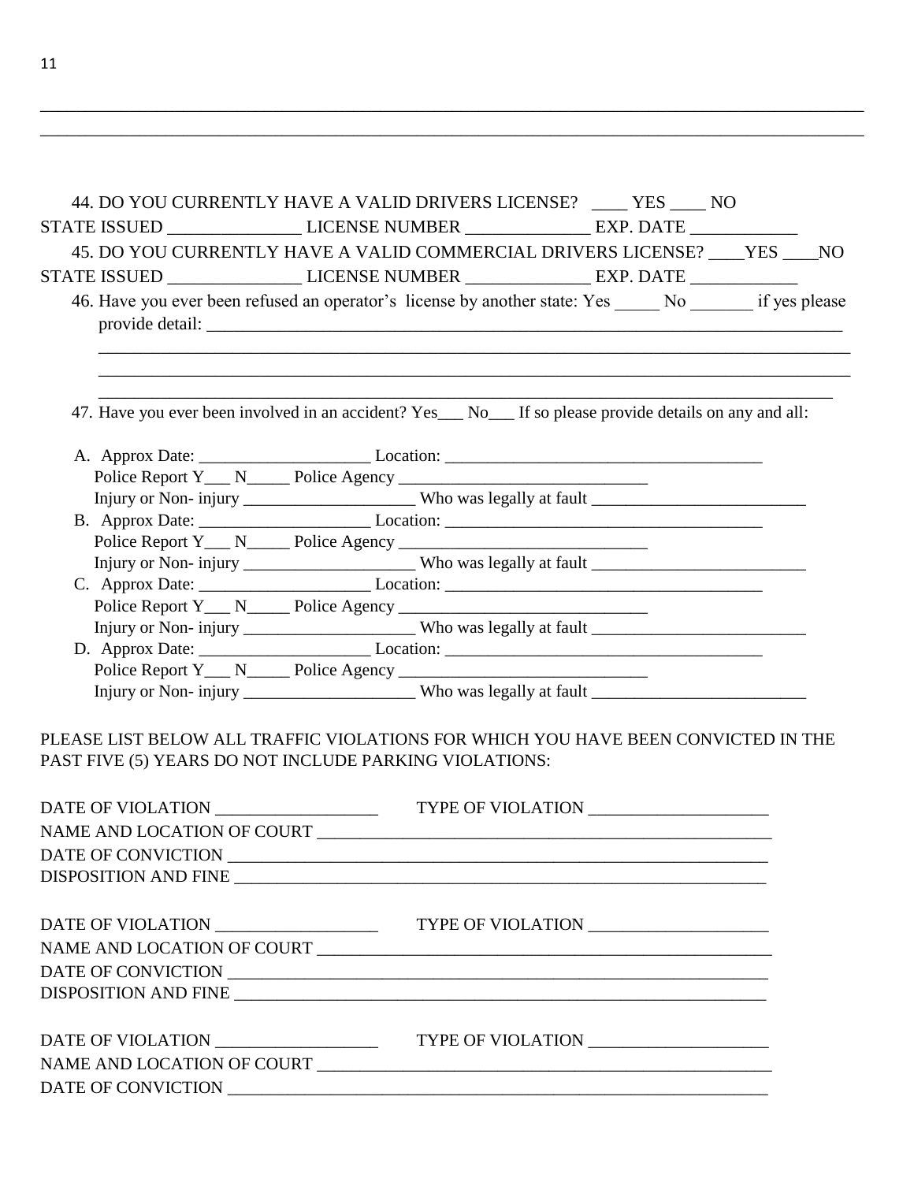______________________________________________________________________________________________

______________________________________________________________________________________________

44. DO YOU CURRENTLY HAVE A VALID DRIVERS LICENSE? ____ YES ____ NO

STATE ISSUED _______________ LICENSE NUMBER ______________ EXP. DATE ____________

45. DO YOU CURRENTLY HAVE A VALID COMMERCIAL DRIVERS LICENSE? ____YES ____NO

STATE ISSUED _______________ LICENSE NUMBER ______________ EXP. DATE ____________

46. Have you ever been refused an operator's license by another state: Yes _____ No _______ if yes please provide detail: ______________________________________________________________________________

______________________________________________________________________________________

______________________________________________________________________________________

______________________________________________________________________________________

47. Have you ever been involved in an accident? Yes___ No___ If so please provide details on any and all:

A. Approx Date: ____________________ Location: ______________________________________
   Police Report Y___ N_____ Police Agency _____________________________
   Injury or Non- injury ____________________ Who was legally at fault _________________________

B. Approx Date: ____________________ Location: ______________________________________
   Police Report Y___ N_____ Police Agency _____________________________
   Injury or Non- injury ____________________ Who was legally at fault _________________________

C. Approx Date: ____________________ Location: ______________________________________
   Police Report Y___ N_____ Police Agency _____________________________
   Injury or Non- injury ____________________ Who was legally at fault _________________________

D. Approx Date: ____________________ Location: ______________________________________
   Police Report Y___ N_____ Police Agency _____________________________
   Injury or Non- injury ____________________ Who was legally at fault _________________________

PLEASE LIST BELOW ALL TRAFFIC VIOLATIONS FOR WHICH YOU HAVE BEEN CONVICTED IN THE PAST FIVE (5) YEARS DO NOT INCLUDE PARKING VIOLATIONS:

DATE OF VIOLATION ___________________ TYPE OF VIOLATION _____________________

NAME AND LOCATION OF COURT _______________________________________________________

DATE OF CONVICTION ___________________________________________________________________

DISPOSITION AND FINE _________________________________________________________________

DATE OF VIOLATION ___________________ TYPE OF VIOLATION _____________________

NAME AND LOCATION OF COURT _______________________________________________________

DATE OF CONVICTION ___________________________________________________________________

DISPOSITION AND FINE _________________________________________________________________

DATE OF VIOLATION ___________________ TYPE OF VIOLATION _____________________

NAME AND LOCATION OF COURT _______________________________________________________

DATE OF CONVICTION ___________________________________________________________________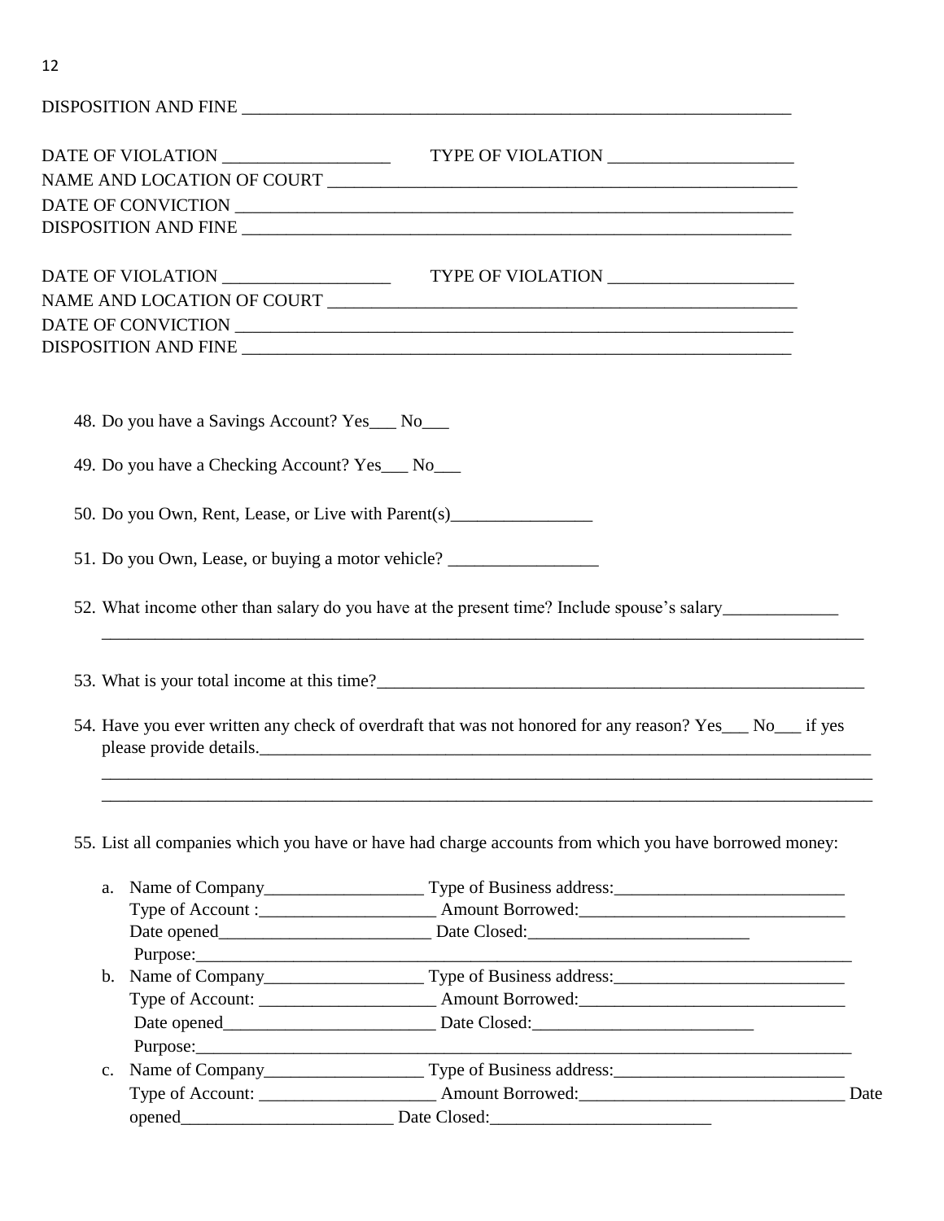DISPOSITION AND FINE ______________________________________________________________

DATE OF VIOLATION __________________ TYPE OF VIOLATION ____________________
NAME AND LOCATION OF COURT ____________________________________________________
DATE OF CONVICTION _____________________________________________________________
DISPOSITION AND FINE ______________________________________________________________

DATE OF VIOLATION __________________ TYPE OF VIOLATION ____________________
NAME AND LOCATION OF COURT ____________________________________________________
DATE OF CONVICTION _____________________________________________________________
DISPOSITION AND FINE ______________________________________________________________

48. Do you have a Savings Account? Yes___ No___

49. Do you have a Checking Account? Yes___ No___

50. Do you Own, Rent, Lease, or Live with Parent(s)________________

51. Do you Own, Lease, or buying a motor vehicle? _________________

52. What income other than salary do you have at the present time? Include spouse's salary_____________
_____________________________________________________________________________________

53. What is your total income at this time?_____________________________________________________

54. Have you ever written any check of overdraft that was not honored for any reason? Yes___ No___ if yes please provide details.___________________________________________________________________
_____________________________________________________________________________________
_____________________________________________________________________________________

55. List all companies which you have or have had charge accounts from which you have borrowed money:

   a. Name of Company__________________ Type of Business address:__________________________
      Type of Account :____________________ Amount Borrowed:______________________________
      Date opened________________________ Date Closed:_________________________
      Purpose:____________________________________________________________________
   b. Name of Company__________________ Type of Business address:__________________________
      Type of Account: ____________________ Amount Borrowed:______________________________
      Date opened________________________ Date Closed:_________________________
      Purpose:____________________________________________________________________
   c. Name of Company__________________ Type of Business address:__________________________
      Type of Account: ____________________ Amount Borrowed:______________________________ Date opened________________________ Date Closed:_________________________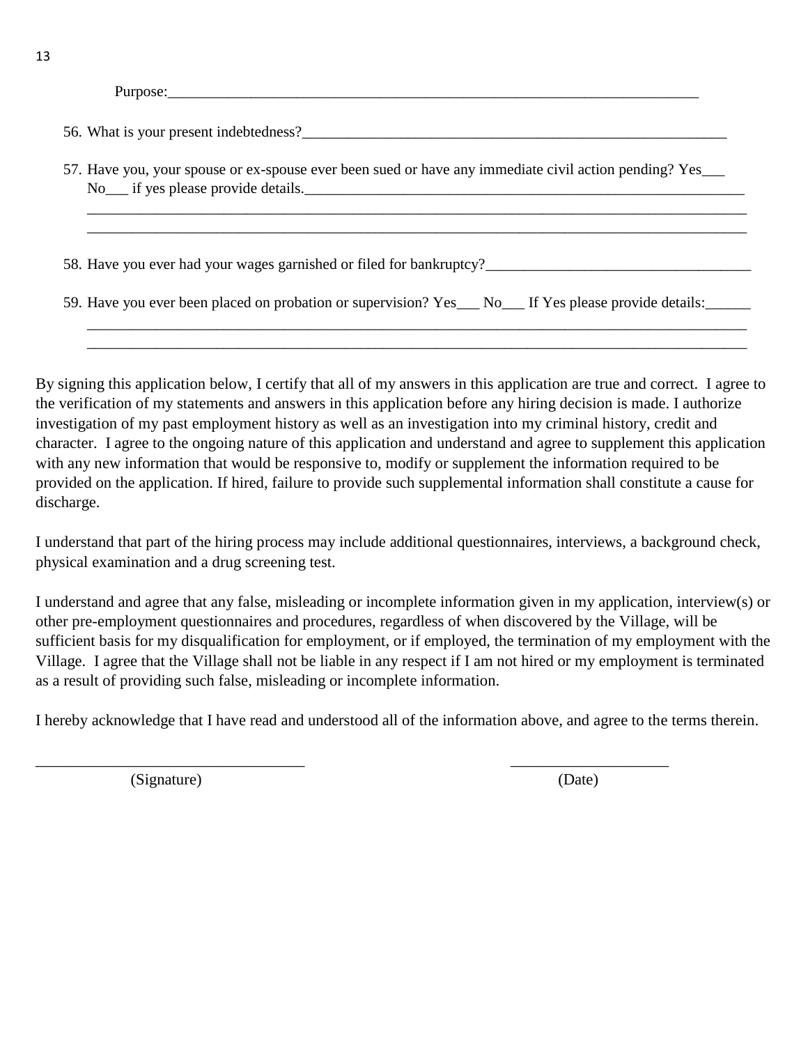Purpose:___________________________________________________________________________

56. What is your present indebtedness?______________________________________________________________

57. Have you, your spouse or ex-spouse ever been sued or have any immediate civil action pending? Yes___ No___ if yes please provide details.______________________________________________________________
_____________________________________________________________________________________________
_____________________________________________________________________________________________

58. Have you ever had your wages garnished or filed for bankruptcy?____________________________________

59. Have you ever been placed on probation or supervision? Yes___ No___ If Yes please provide details:______
_____________________________________________________________________________________________
_____________________________________________________________________________________________

By signing this application below, I certify that all of my answers in this application are true and correct. I agree to the verification of my statements and answers in this application before any hiring decision is made. I authorize investigation of my past employment history as well as an investigation into my criminal history, credit and character. I agree to the ongoing nature of this application and understand and agree to supplement this application with any new information that would be responsive to, modify or supplement the information required to be provided on the application. If hired, failure to provide such supplemental information shall constitute a cause for discharge.

I understand that part of the hiring process may include additional questionnaires, interviews, a background check, physical examination and a drug screening test.

I understand and agree that any false, misleading or incomplete information given in my application, interview(s) or other pre-employment questionnaires and procedures, regardless of when discovered by the Village, will be sufficient basis for my disqualification for employment, or if employed, the termination of my employment with the Village. I agree that the Village shall not be liable in any respect if I am not hired or my employment is terminated as a result of providing such false, misleading or incomplete information.

I hereby acknowledge that I have read and understood all of the information above, and agree to the terms therein.

__________________________________                    ____________________
(Signature)                                                                    (Date)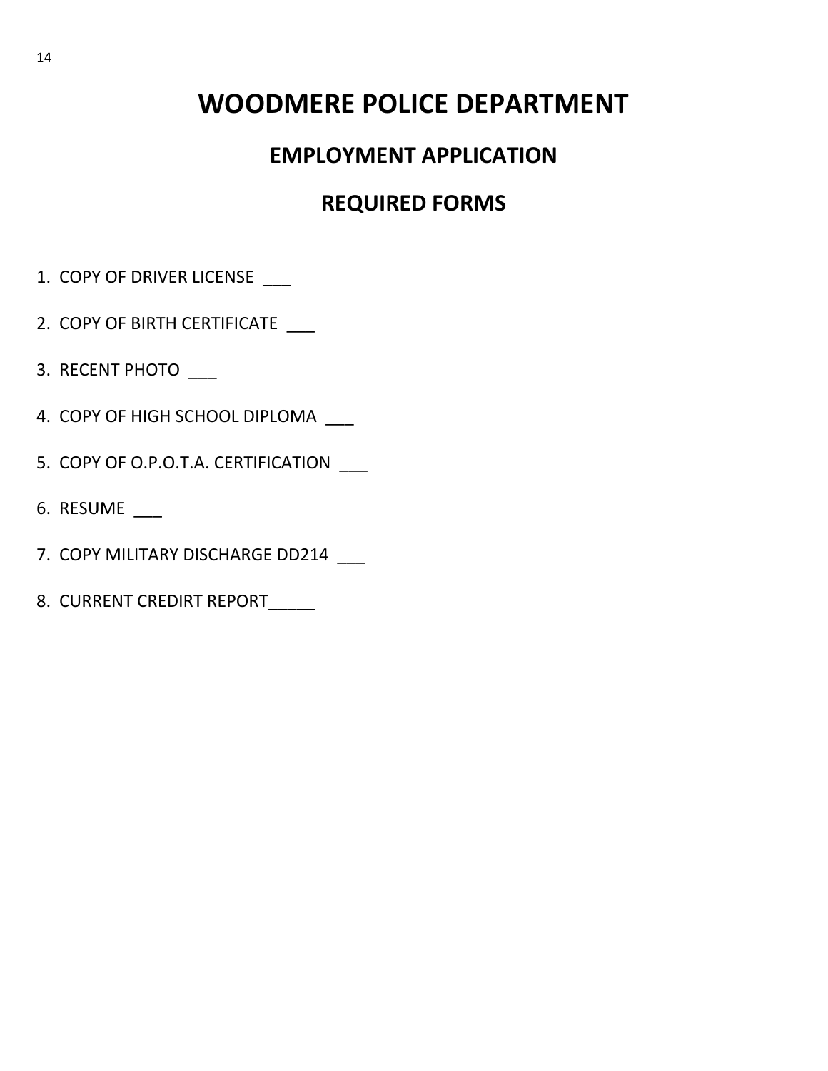# WOODMERE POLICE DEPARTMENT

## EMPLOYMENT APPLICATION

## REQUIRED FORMS

1. COPY OF DRIVER LICENSE ___
2. COPY OF BIRTH CERTIFICATE ___
3. RECENT PHOTO ___
4. COPY OF HIGH SCHOOL DIPLOMA ___
5. COPY OF O.P.O.T.A. CERTIFICATION ___
6. RESUME ___
7. COPY MILITARY DISCHARGE DD214 ___
8. CURRENT CREDIRT REPORT_____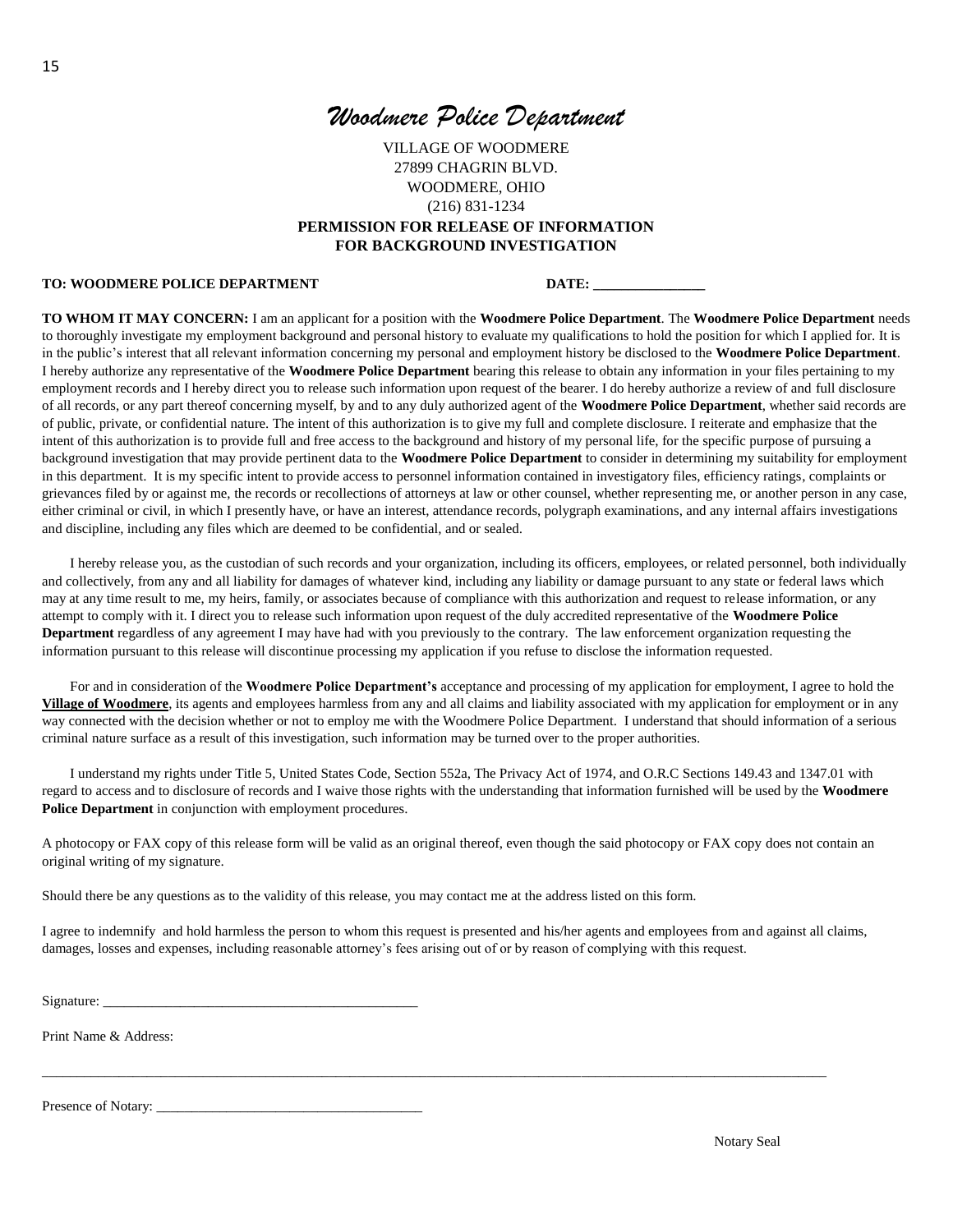# *Woodmere Police Department*

VILLAGE OF WOODMERE
27899 CHAGRIN BLVD.
WOODMERE, OHIO
(216) 831-1234

**PERMISSION FOR RELEASE OF INFORMATION**
**FOR BACKGROUND INVESTIGATION**

**TO: WOODMERE POLICE DEPARTMENT** **DATE: _______________**

**TO WHOM IT MAY CONCERN:** I am an applicant for a position with the **Woodmere Police Department**. The **Woodmere Police Department** needs to thoroughly investigate my employment background and personal history to evaluate my qualifications to hold the position for which I applied for. It is in the public's interest that all relevant information concerning my personal and employment history be disclosed to the **Woodmere Police Department**. I hereby authorize any representative of the **Woodmere Police Department** bearing this release to obtain any information in your files pertaining to my employment records and I hereby direct you to release such information upon request of the bearer. I do hereby authorize a review of and full disclosure of all records, or any part thereof concerning myself, by and to any duly authorized agent of the **Woodmere Police Department**, whether said records are of public, private, or confidential nature. The intent of this authorization is to give my full and complete disclosure. I reiterate and emphasize that the intent of this authorization is to provide full and free access to the background and history of my personal life, for the specific purpose of pursuing a background investigation that may provide pertinent data to the **Woodmere Police Department** to consider in determining my suitability for employment in this department. It is my specific intent to provide access to personnel information contained in investigatory files, efficiency ratings, complaints or grievances filed by or against me, the records or recollections of attorneys at law or other counsel, whether representing me, or another person in any case, either criminal or civil, in which I presently have, or have an interest, attendance records, polygraph examinations, and any internal affairs investigations and discipline, including any files which are deemed to be confidential, and or sealed.

I hereby release you, as the custodian of such records and your organization, including its officers, employees, or related personnel, both individually and collectively, from any and all liability for damages of whatever kind, including any liability or damage pursuant to any state or federal laws which may at any time result to me, my heirs, family, or associates because of compliance with this authorization and request to release information, or any attempt to comply with it. I direct you to release such information upon request of the duly accredited representative of the **Woodmere Police Department** regardless of any agreement I may have had with you previously to the contrary. The law enforcement organization requesting the information pursuant to this release will discontinue processing my application if you refuse to disclose the information requested.

For and in consideration of the **Woodmere Police Department's** acceptance and processing of my application for employment, I agree to hold the **Village of Woodmere**, its agents and employees harmless from any and all claims and liability associated with my application for employment or in any way connected with the decision whether or not to employ me with the Woodmere Police Department. I understand that should information of a serious criminal nature surface as a result of this investigation, such information may be turned over to the proper authorities.

I understand my rights under Title 5, United States Code, Section 552a, The Privacy Act of 1974, and O.R.C Sections 149.43 and 1347.01 with regard to access and to disclosure of records and I waive those rights with the understanding that information furnished will be used by the **Woodmere Police Department** in conjunction with employment procedures.

A photocopy or FAX copy of this release form will be valid as an original thereof, even though the said photocopy or FAX copy does not contain an original writing of my signature.

Should there be any questions as to the validity of this release, you may contact me at the address listed on this form.

I agree to indemnify and hold harmless the person to whom this request is presented and his/her agents and employees from and against all claims, damages, losses and expenses, including reasonable attorney's fees arising out of or by reason of complying with this request.

Signature: ____________________________________________

Print Name & Address:

_____________________________________________________________________________________________

Presence of Notary: _____________________________________

Notary Seal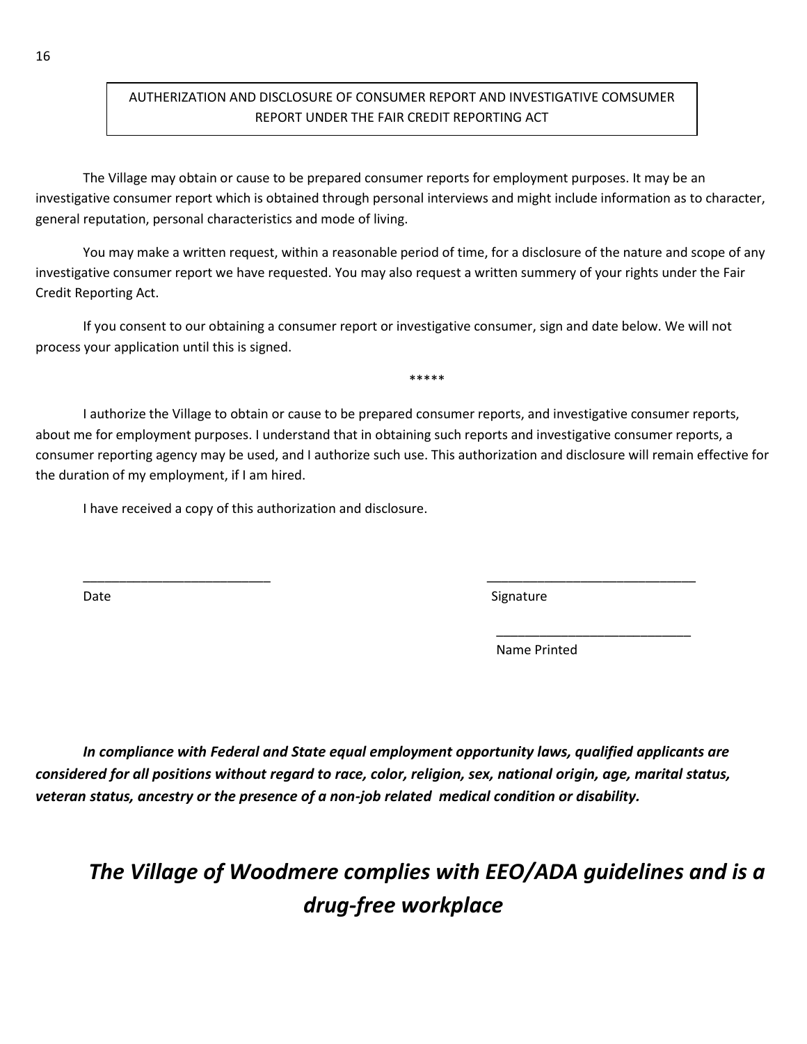## AUTHERIZATION AND DISCLOSURE OF CONSUMER REPORT AND INVESTIGATIVE COMSUMER REPORT UNDER THE FAIR CREDIT REPORTING ACT

The Village may obtain or cause to be prepared consumer reports for employment purposes. It may be an investigative consumer report which is obtained through personal interviews and might include information as to character, general reputation, personal characteristics and mode of living.

You may make a written request, within a reasonable period of time, for a disclosure of the nature and scope of any investigative consumer report we have requested. You may also request a written summery of your rights under the Fair Credit Reporting Act.

If you consent to our obtaining a consumer report or investigative consumer, sign and date below. We will not process your application until this is signed.

*****

I authorize the Village to obtain or cause to be prepared consumer reports, and investigative consumer reports, about me for employment purposes. I understand that in obtaining such reports and investigative consumer reports, a consumer reporting agency may be used, and I authorize such use. This authorization and disclosure will remain effective for the duration of my employment, if I am hired.

I have received a copy of this authorization and disclosure.

\_\_\_\_\_\_\_\_\_\_\_\_\_\_\_\_\_\_\_\_\_\_\_\_\_\_ Date

\_\_\_\_\_\_\_\_\_\_\_\_\_\_\_\_\_\_\_\_\_\_\_\_\_\_ Signature

\_\_\_\_\_\_\_\_\_\_\_\_\_\_\_\_\_\_\_\_\_\_\_\_\_\_ Name Printed

***In compliance with Federal and State equal employment opportunity laws, qualified applicants are considered for all positions without regard to race, color, religion, sex, national origin, age, marital status, veteran status, ancestry or the presence of a non-job related medical condition or disability.***

## ***The Village of Woodmere complies with EEO/ADA guidelines and is a drug-free workplace***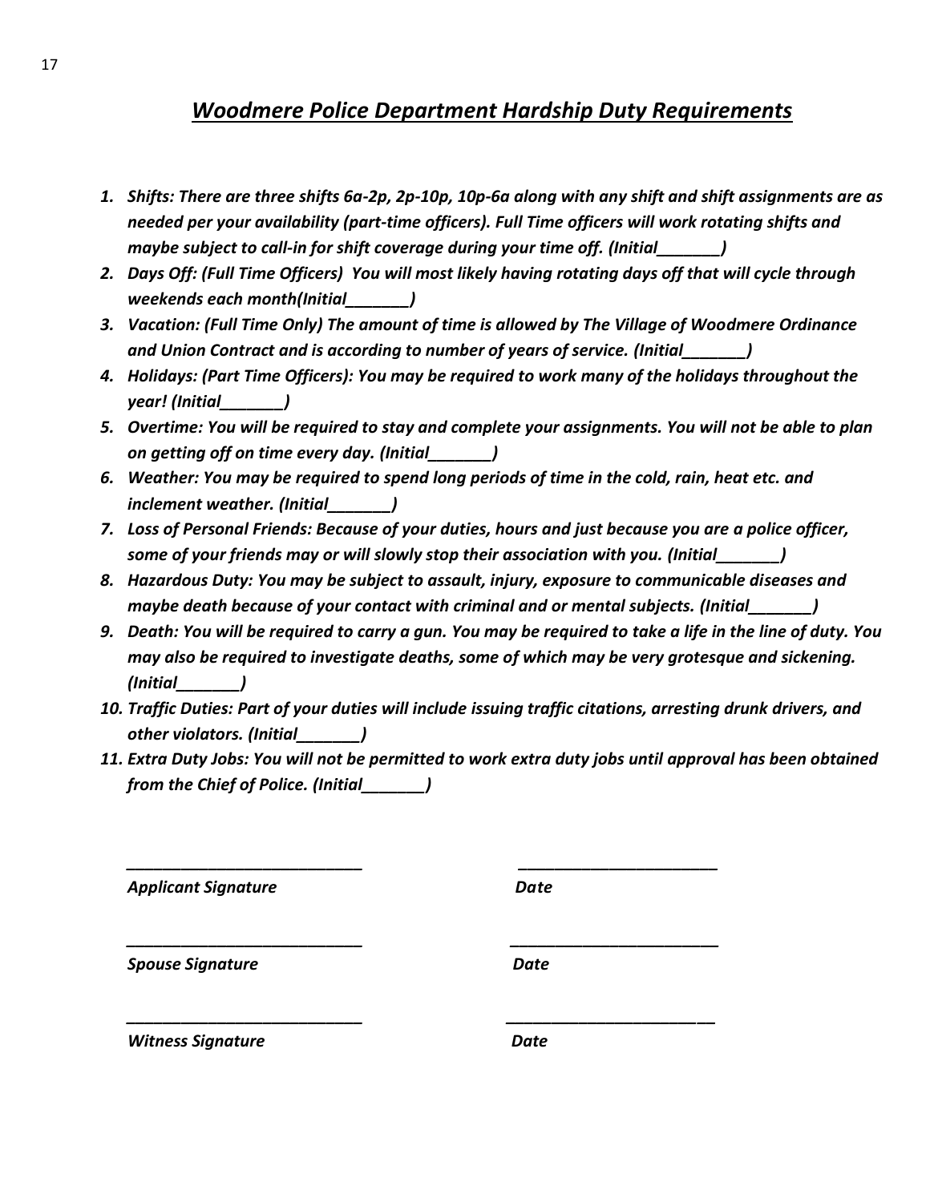# *Woodmere Police Department Hardship Duty Requirements*

1. *Shifts: There are three shifts 6a-2p, 2p-10p, 10p-6a along with any shift and shift assignments are as needed per your availability (part-time officers). Full Time officers will work rotating shifts and maybe subject to call-in for shift coverage during your time off. (Initial_______)*
2. *Days Off: (Full Time Officers) You will most likely having rotating days off that will cycle through weekends each month(Initial_______)*
3. *Vacation: (Full Time Only) The amount of time is allowed by The Village of Woodmere Ordinance and Union Contract and is according to number of years of service. (Initial_______)*
4. *Holidays: (Part Time Officers): You may be required to work many of the holidays throughout the year! (Initial_______)*
5. *Overtime: You will be required to stay and complete your assignments. You will not be able to plan on getting off on time every day. (Initial_______)*
6. *Weather: You may be required to spend long periods of time in the cold, rain, heat etc. and inclement weather. (Initial_______)*
7. *Loss of Personal Friends: Because of your duties, hours and just because you are a police officer, some of your friends may or will slowly stop their association with you. (Initial_______)*
8. *Hazardous Duty: You may be subject to assault, injury, exposure to communicable diseases and maybe death because of your contact with criminal and or mental subjects. (Initial_______)*
9. *Death: You will be required to carry a gun. You may be required to take a life in the line of duty. You may also be required to investigate deaths, some of which may be very grotesque and sickening. (Initial_______)*
10. *Traffic Duties: Part of your duties will include issuing traffic citations, arresting drunk drivers, and other violators. (Initial_______)*
11. *Extra Duty Jobs: You will not be permitted to work extra duty jobs until approval has been obtained from the Chief of Police. (Initial_______)*

___________________________ ___________________________

*Applicant Signature* *Date*

___________________________ ___________________________

*Spouse Signature* *Date*

___________________________ ___________________________

*Witness Signature* *Date*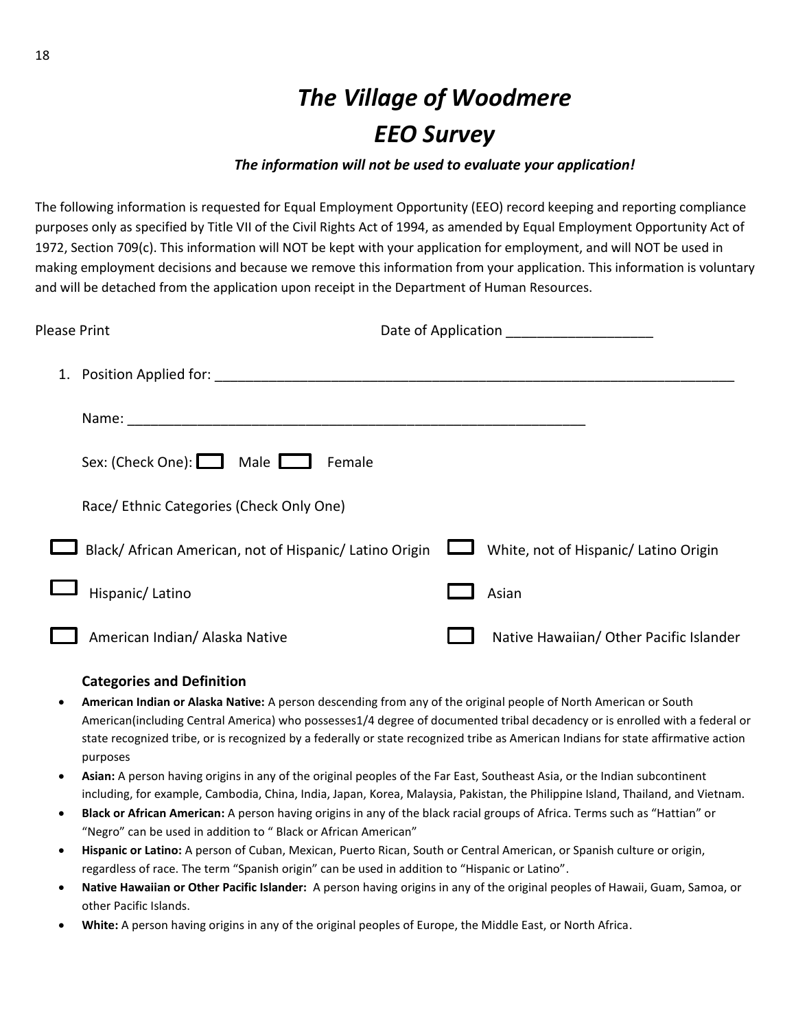# *The Village of Woodmere*
# *EEO Survey*

***The information will not be used to evaluate your application!***

The following information is requested for Equal Employment Opportunity (EEO) record keeping and reporting compliance purposes only as specified by Title VII of the Civil Rights Act of 1994, as amended by Equal Employment Opportunity Act of 1972, Section 709(c). This information will NOT be kept with your application for employment, and will NOT be used in making employment decisions and because we remove this information from your application. This information is voluntary and will be detached from the application upon receipt in the Department of Human Resources.

Please Print Date of Application ___________________

1. Position Applied for: ______________________________________________________________________

   Name: ____________________________________________________________

   Sex: (Check One): ☐ Male ☐ Female

   Race/ Ethnic Categories (Check Only One)

☐ Black/ African American, not of Hispanic/ Latino Origin

☐ White, not of Hispanic/ Latino Origin

☐ Hispanic/ Latino

☐ Asian

☐ American Indian/ Alaska Native

☐ Native Hawaiian/ Other Pacific Islander

### Categories and Definition

- **American Indian or Alaska Native:** A person descending from any of the original people of North American or South American(including Central America) who possesses1/4 degree of documented tribal decadency or is enrolled with a federal or state recognized tribe, or is recognized by a federally or state recognized tribe as American Indians for state affirmative action purposes
- **Asian:** A person having origins in any of the original peoples of the Far East, Southeast Asia, or the Indian subcontinent including, for example, Cambodia, China, India, Japan, Korea, Malaysia, Pakistan, the Philippine Island, Thailand, and Vietnam.
- **Black or African American:** A person having origins in any of the black racial groups of Africa. Terms such as "Hattian" or "Negro" can be used in addition to " Black or African American"
- **Hispanic or Latino:** A person of Cuban, Mexican, Puerto Rican, South or Central American, or Spanish culture or origin, regardless of race. The term "Spanish origin" can be used in addition to "Hispanic or Latino".
- **Native Hawaiian or Other Pacific Islander:** A person having origins in any of the original peoples of Hawaii, Guam, Samoa, or other Pacific Islands.
- **White:** A person having origins in any of the original peoples of Europe, the Middle East, or North Africa.